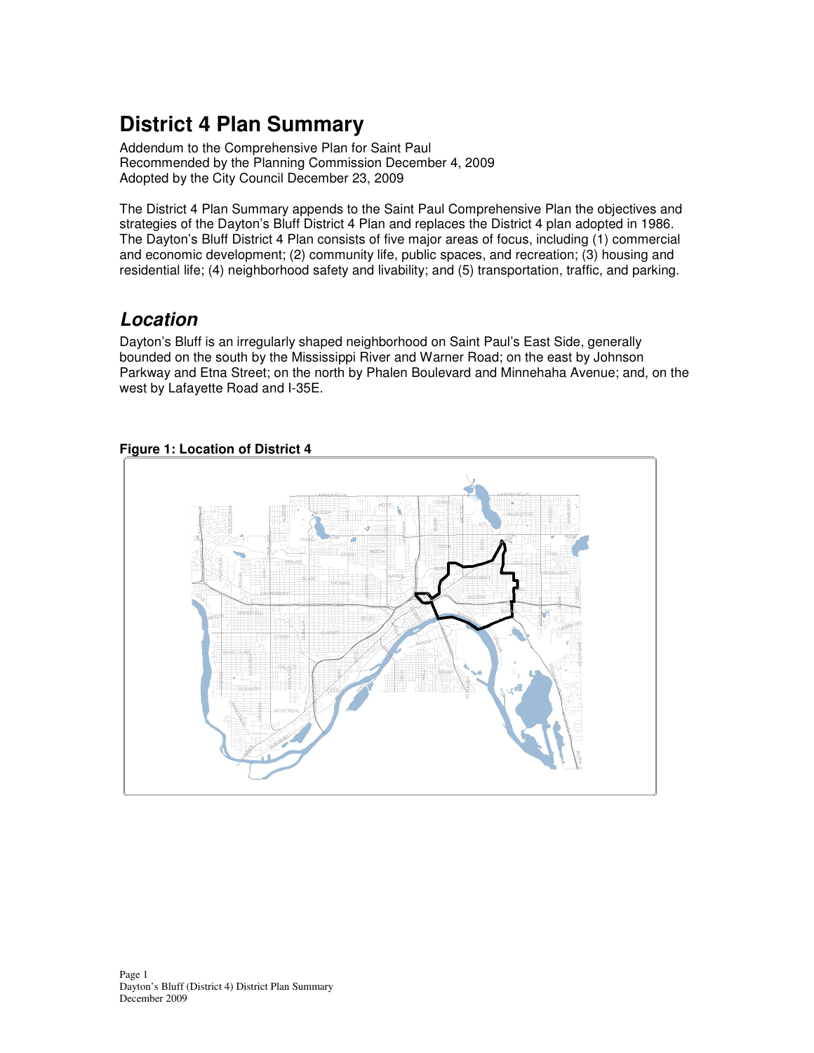# District 4 Plan Summary

Addendum to the Comprehensive Plan for Saint Paul
Recommended by the Planning Commission December 4, 2009
Adopted by the City Council December 23, 2009

The District 4 Plan Summary appends to the Saint Paul Comprehensive Plan the objectives and strategies of the Dayton's Bluff District 4 Plan and replaces the District 4 plan adopted in 1986. The Dayton's Bluff District 4 Plan consists of five major areas of focus, including (1) commercial and economic development; (2) community life, public spaces, and recreation; (3) housing and residential life; (4) neighborhood safety and livability; and (5) transportation, traffic, and parking.

## *Location*

Dayton's Bluff is an irregularly shaped neighborhood on Saint Paul's East Side, generally bounded on the south by the Mississippi River and Warner Road; on the east by Johnson Parkway and Etna Street; on the north by Phalen Boulevard and Minnehaha Avenue; and, on the west by Lafayette Road and I-35E.

**Figure 1: Location of District 4**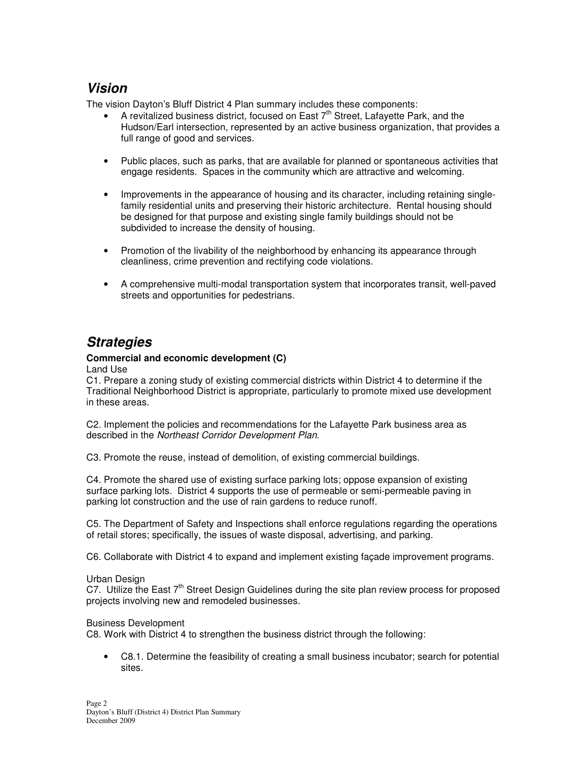## *Vision*

The vision Dayton's Bluff District 4 Plan summary includes these components:

- A revitalized business district, focused on East 7th Street, Lafayette Park, and the Hudson/Earl intersection, represented by an active business organization, that provides a full range of good and services.
- Public places, such as parks, that are available for planned or spontaneous activities that engage residents. Spaces in the community which are attractive and welcoming.
- Improvements in the appearance of housing and its character, including retaining single-family residential units and preserving their historic architecture. Rental housing should be designed for that purpose and existing single family buildings should not be subdivided to increase the density of housing.
- Promotion of the livability of the neighborhood by enhancing its appearance through cleanliness, crime prevention and rectifying code violations.
- A comprehensive multi-modal transportation system that incorporates transit, well-paved streets and opportunities for pedestrians.

## *Strategies*

**Commercial and economic development (C)**

Land Use

C1. Prepare a zoning study of existing commercial districts within District 4 to determine if the Traditional Neighborhood District is appropriate, particularly to promote mixed use development in these areas.

C2. Implement the policies and recommendations for the Lafayette Park business area as described in the *Northeast Corridor Development Plan*.

C3. Promote the reuse, instead of demolition, of existing commercial buildings.

C4. Promote the shared use of existing surface parking lots; oppose expansion of existing surface parking lots. District 4 supports the use of permeable or semi-permeable paving in parking lot construction and the use of rain gardens to reduce runoff.

C5. The Department of Safety and Inspections shall enforce regulations regarding the operations of retail stores; specifically, the issues of waste disposal, advertising, and parking.

C6. Collaborate with District 4 to expand and implement existing façade improvement programs.

Urban Design

C7. Utilize the East 7th Street Design Guidelines during the site plan review process for proposed projects involving new and remodeled businesses.

Business Development

C8. Work with District 4 to strengthen the business district through the following:

- C8.1. Determine the feasibility of creating a small business incubator; search for potential sites.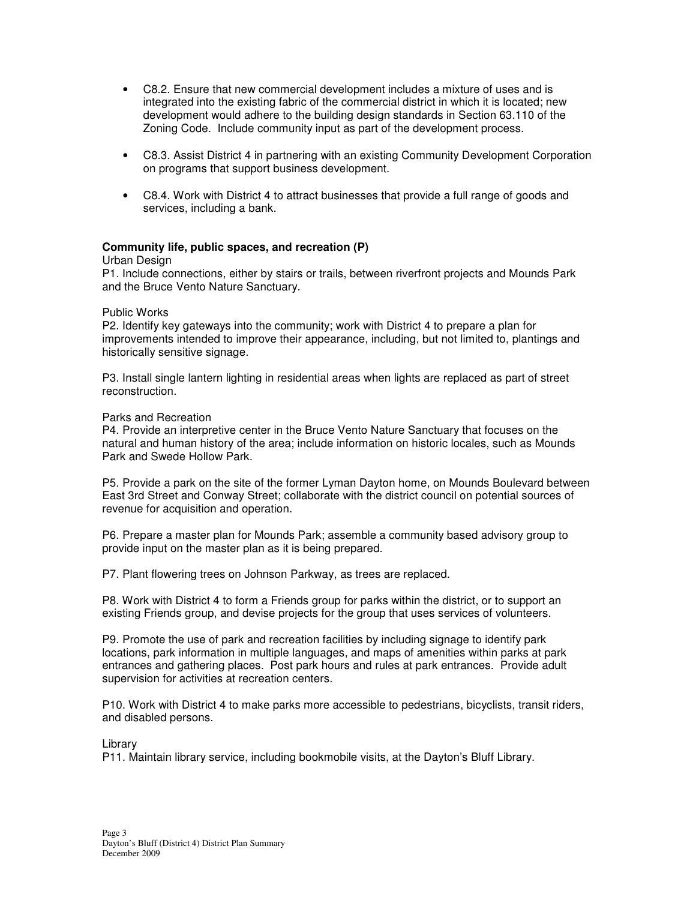- C8.2. Ensure that new commercial development includes a mixture of uses and is integrated into the existing fabric of the commercial district in which it is located; new development would adhere to the building design standards in Section 63.110 of the Zoning Code. Include community input as part of the development process.

- C8.3. Assist District 4 in partnering with an existing Community Development Corporation on programs that support business development.

- C8.4. Work with District 4 to attract businesses that provide a full range of goods and services, including a bank.

**Community life, public spaces, and recreation (P)**

Urban Design

P1. Include connections, either by stairs or trails, between riverfront projects and Mounds Park and the Bruce Vento Nature Sanctuary.

Public Works

P2. Identify key gateways into the community; work with District 4 to prepare a plan for improvements intended to improve their appearance, including, but not limited to, plantings and historically sensitive signage.

P3. Install single lantern lighting in residential areas when lights are replaced as part of street reconstruction.

Parks and Recreation

P4. Provide an interpretive center in the Bruce Vento Nature Sanctuary that focuses on the natural and human history of the area; include information on historic locales, such as Mounds Park and Swede Hollow Park.

P5. Provide a park on the site of the former Lyman Dayton home, on Mounds Boulevard between East 3rd Street and Conway Street; collaborate with the district council on potential sources of revenue for acquisition and operation.

P6. Prepare a master plan for Mounds Park; assemble a community based advisory group to provide input on the master plan as it is being prepared.

P7. Plant flowering trees on Johnson Parkway, as trees are replaced.

P8. Work with District 4 to form a Friends group for parks within the district, or to support an existing Friends group, and devise projects for the group that uses services of volunteers.

P9. Promote the use of park and recreation facilities by including signage to identify park locations, park information in multiple languages, and maps of amenities within parks at park entrances and gathering places. Post park hours and rules at park entrances. Provide adult supervision for activities at recreation centers.

P10. Work with District 4 to make parks more accessible to pedestrians, bicyclists, transit riders, and disabled persons.

Library

P11. Maintain library service, including bookmobile visits, at the Dayton's Bluff Library.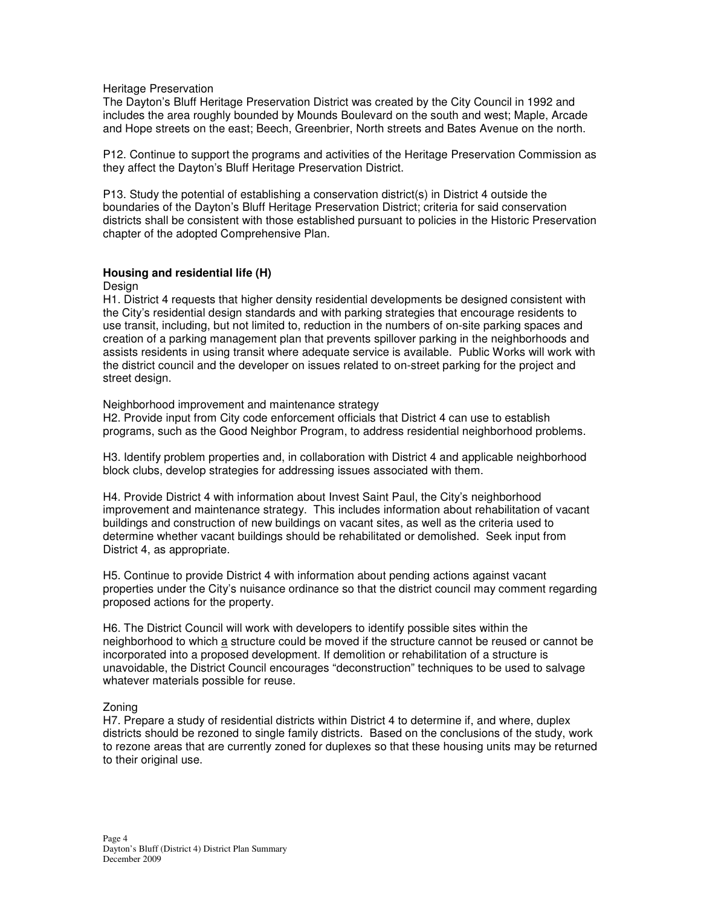Heritage Preservation

The Dayton's Bluff Heritage Preservation District was created by the City Council in 1992 and includes the area roughly bounded by Mounds Boulevard on the south and west; Maple, Arcade and Hope streets on the east; Beech, Greenbrier, North streets and Bates Avenue on the north.

P12. Continue to support the programs and activities of the Heritage Preservation Commission as they affect the Dayton's Bluff Heritage Preservation District.

P13. Study the potential of establishing a conservation district(s) in District 4 outside the boundaries of the Dayton's Bluff Heritage Preservation District; criteria for said conservation districts shall be consistent with those established pursuant to policies in the Historic Preservation chapter of the adopted Comprehensive Plan.

**Housing and residential life (H)**

Design

H1. District 4 requests that higher density residential developments be designed consistent with the City's residential design standards and with parking strategies that encourage residents to use transit, including, but not limited to, reduction in the numbers of on-site parking spaces and creation of a parking management plan that prevents spillover parking in the neighborhoods and assists residents in using transit where adequate service is available. Public Works will work with the district council and the developer on issues related to on-street parking for the project and street design.

Neighborhood improvement and maintenance strategy

H2. Provide input from City code enforcement officials that District 4 can use to establish programs, such as the Good Neighbor Program, to address residential neighborhood problems.

H3. Identify problem properties and, in collaboration with District 4 and applicable neighborhood block clubs, develop strategies for addressing issues associated with them.

H4. Provide District 4 with information about Invest Saint Paul, the City's neighborhood improvement and maintenance strategy. This includes information about rehabilitation of vacant buildings and construction of new buildings on vacant sites, as well as the criteria used to determine whether vacant buildings should be rehabilitated or demolished. Seek input from District 4, as appropriate.

H5. Continue to provide District 4 with information about pending actions against vacant properties under the City's nuisance ordinance so that the district council may comment regarding proposed actions for the property.

H6. The District Council will work with developers to identify possible sites within the neighborhood to which a structure could be moved if the structure cannot be reused or cannot be incorporated into a proposed development. If demolition or rehabilitation of a structure is unavoidable, the District Council encourages "deconstruction" techniques to be used to salvage whatever materials possible for reuse.

Zoning

H7. Prepare a study of residential districts within District 4 to determine if, and where, duplex districts should be rezoned to single family districts. Based on the conclusions of the study, work to rezone areas that are currently zoned for duplexes so that these housing units may be returned to their original use.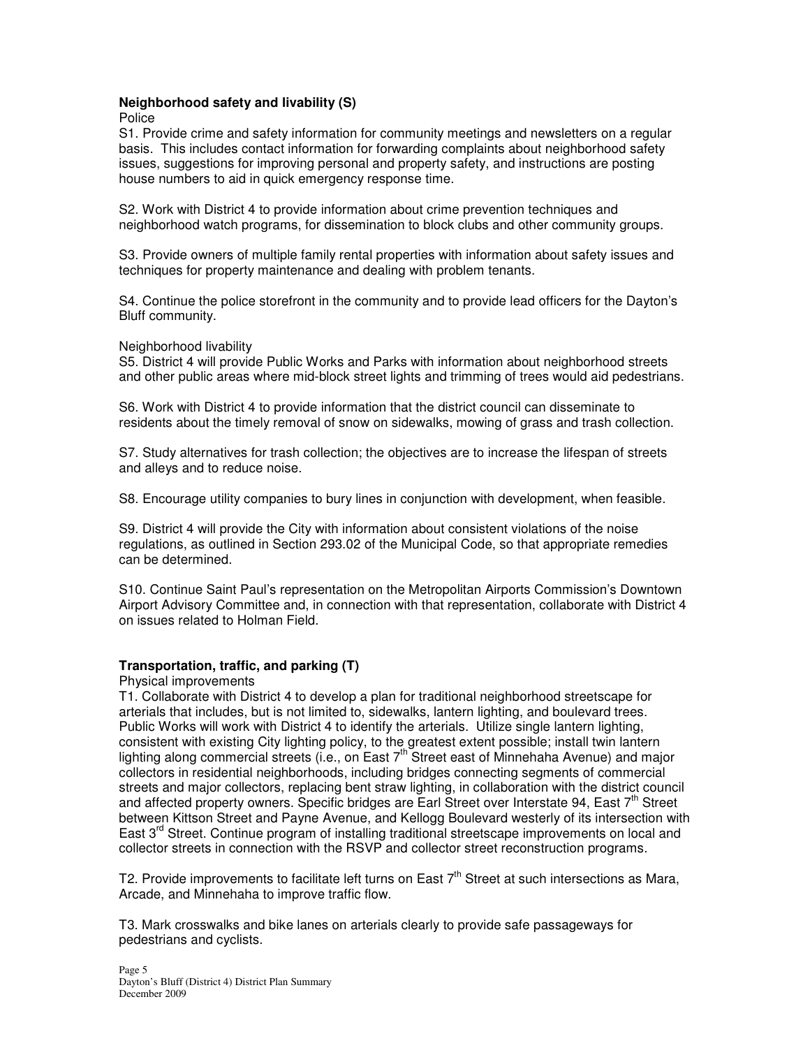**Neighborhood safety and livability (S)**

Police

S1. Provide crime and safety information for community meetings and newsletters on a regular basis. This includes contact information for forwarding complaints about neighborhood safety issues, suggestions for improving personal and property safety, and instructions are posting house numbers to aid in quick emergency response time.

S2. Work with District 4 to provide information about crime prevention techniques and neighborhood watch programs, for dissemination to block clubs and other community groups.

S3. Provide owners of multiple family rental properties with information about safety issues and techniques for property maintenance and dealing with problem tenants.

S4. Continue the police storefront in the community and to provide lead officers for the Dayton's Bluff community.

Neighborhood livability

S5. District 4 will provide Public Works and Parks with information about neighborhood streets and other public areas where mid-block street lights and trimming of trees would aid pedestrians.

S6. Work with District 4 to provide information that the district council can disseminate to residents about the timely removal of snow on sidewalks, mowing of grass and trash collection.

S7. Study alternatives for trash collection; the objectives are to increase the lifespan of streets and alleys and to reduce noise.

S8. Encourage utility companies to bury lines in conjunction with development, when feasible.

S9. District 4 will provide the City with information about consistent violations of the noise regulations, as outlined in Section 293.02 of the Municipal Code, so that appropriate remedies can be determined.

S10. Continue Saint Paul's representation on the Metropolitan Airports Commission's Downtown Airport Advisory Committee and, in connection with that representation, collaborate with District 4 on issues related to Holman Field.

**Transportation, traffic, and parking (T)**

Physical improvements

T1. Collaborate with District 4 to develop a plan for traditional neighborhood streetscape for arterials that includes, but is not limited to, sidewalks, lantern lighting, and boulevard trees. Public Works will work with District 4 to identify the arterials. Utilize single lantern lighting, consistent with existing City lighting policy, to the greatest extent possible; install twin lantern lighting along commercial streets (i.e., on East 7th Street east of Minnehaha Avenue) and major collectors in residential neighborhoods, including bridges connecting segments of commercial streets and major collectors, replacing bent straw lighting, in collaboration with the district council and affected property owners. Specific bridges are Earl Street over Interstate 94, East 7th Street between Kittson Street and Payne Avenue, and Kellogg Boulevard westerly of its intersection with East 3rd Street. Continue program of installing traditional streetscape improvements on local and collector streets in connection with the RSVP and collector street reconstruction programs.

T2. Provide improvements to facilitate left turns on East 7th Street at such intersections as Mara, Arcade, and Minnehaha to improve traffic flow.

T3. Mark crosswalks and bike lanes on arterials clearly to provide safe passageways for pedestrians and cyclists.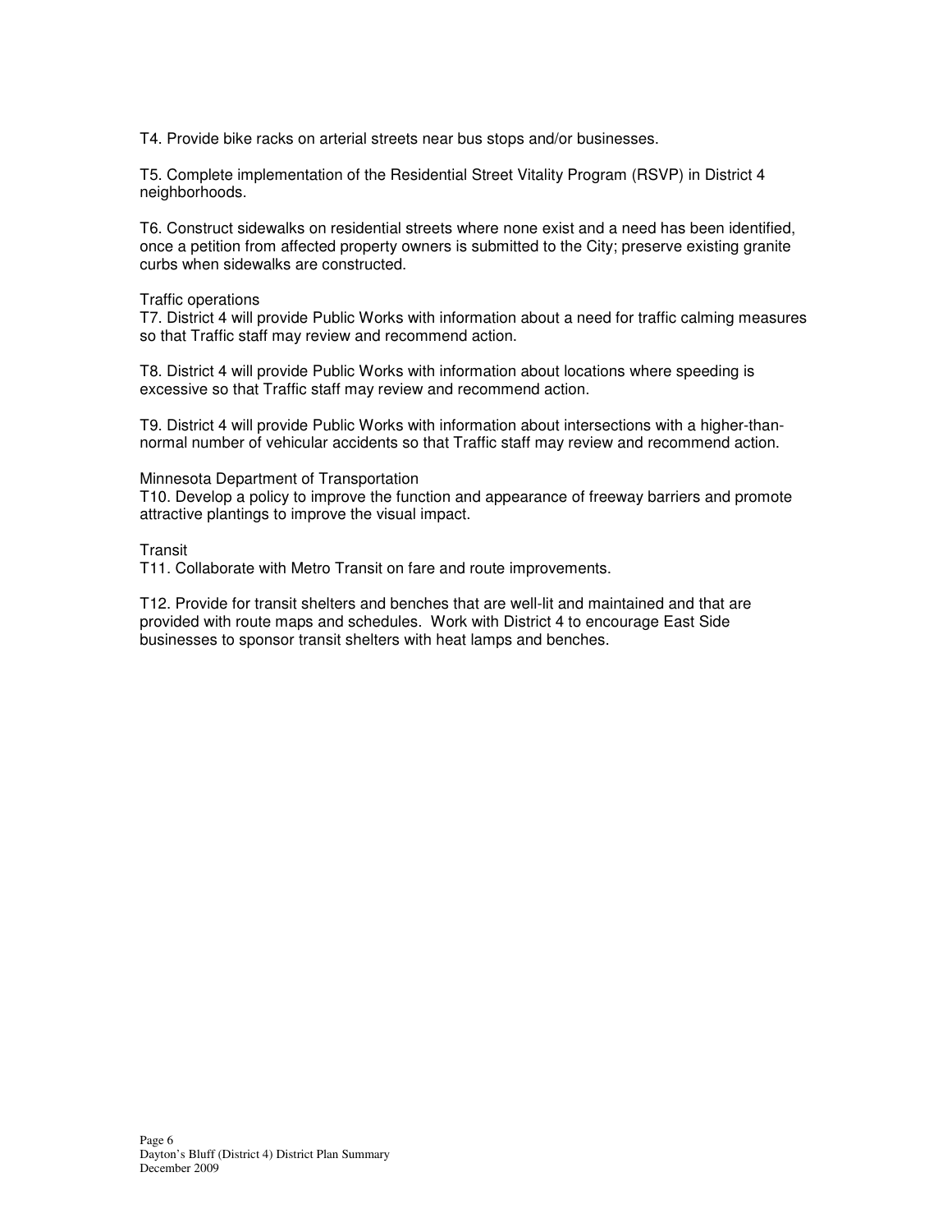T4. Provide bike racks on arterial streets near bus stops and/or businesses.

T5. Complete implementation of the Residential Street Vitality Program (RSVP) in District 4 neighborhoods.

T6. Construct sidewalks on residential streets where none exist and a need has been identified, once a petition from affected property owners is submitted to the City; preserve existing granite curbs when sidewalks are constructed.

Traffic operations

T7. District 4 will provide Public Works with information about a need for traffic calming measures so that Traffic staff may review and recommend action.

T8. District 4 will provide Public Works with information about locations where speeding is excessive so that Traffic staff may review and recommend action.

T9. District 4 will provide Public Works with information about intersections with a higher-than-normal number of vehicular accidents so that Traffic staff may review and recommend action.

Minnesota Department of Transportation

T10. Develop a policy to improve the function and appearance of freeway barriers and promote attractive plantings to improve the visual impact.

Transit

T11. Collaborate with Metro Transit on fare and route improvements.

T12. Provide for transit shelters and benches that are well-lit and maintained and that are provided with route maps and schedules. Work with District 4 to encourage East Side businesses to sponsor transit shelters with heat lamps and benches.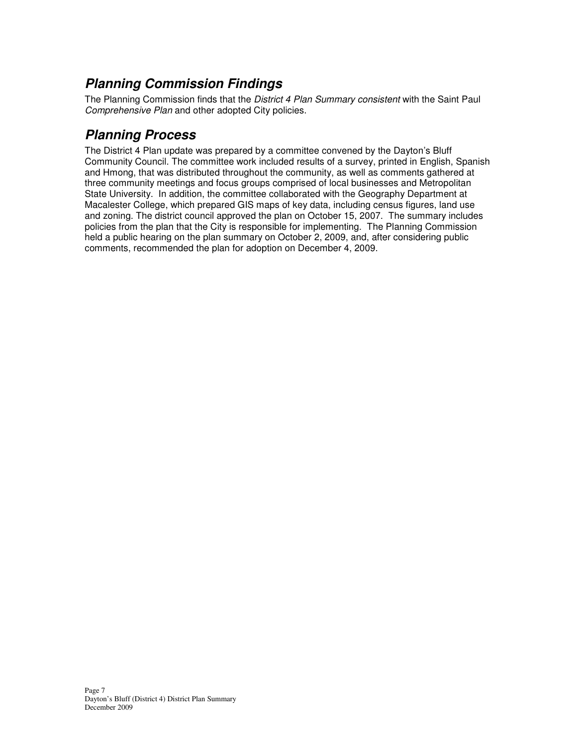## ***Planning Commission Findings***

The Planning Commission finds that the *District 4 Plan Summary consistent* with the Saint Paul *Comprehensive Plan* and other adopted City policies.

## ***Planning Process***

The District 4 Plan update was prepared by a committee convened by the Dayton's Bluff Community Council. The committee work included results of a survey, printed in English, Spanish and Hmong, that was distributed throughout the community, as well as comments gathered at three community meetings and focus groups comprised of local businesses and Metropolitan State University. In addition, the committee collaborated with the Geography Department at Macalester College, which prepared GIS maps of key data, including census figures, land use and zoning. The district council approved the plan on October 15, 2007. The summary includes policies from the plan that the City is responsible for implementing. The Planning Commission held a public hearing on the plan summary on October 2, 2009, and, after considering public comments, recommended the plan for adoption on December 4, 2009.